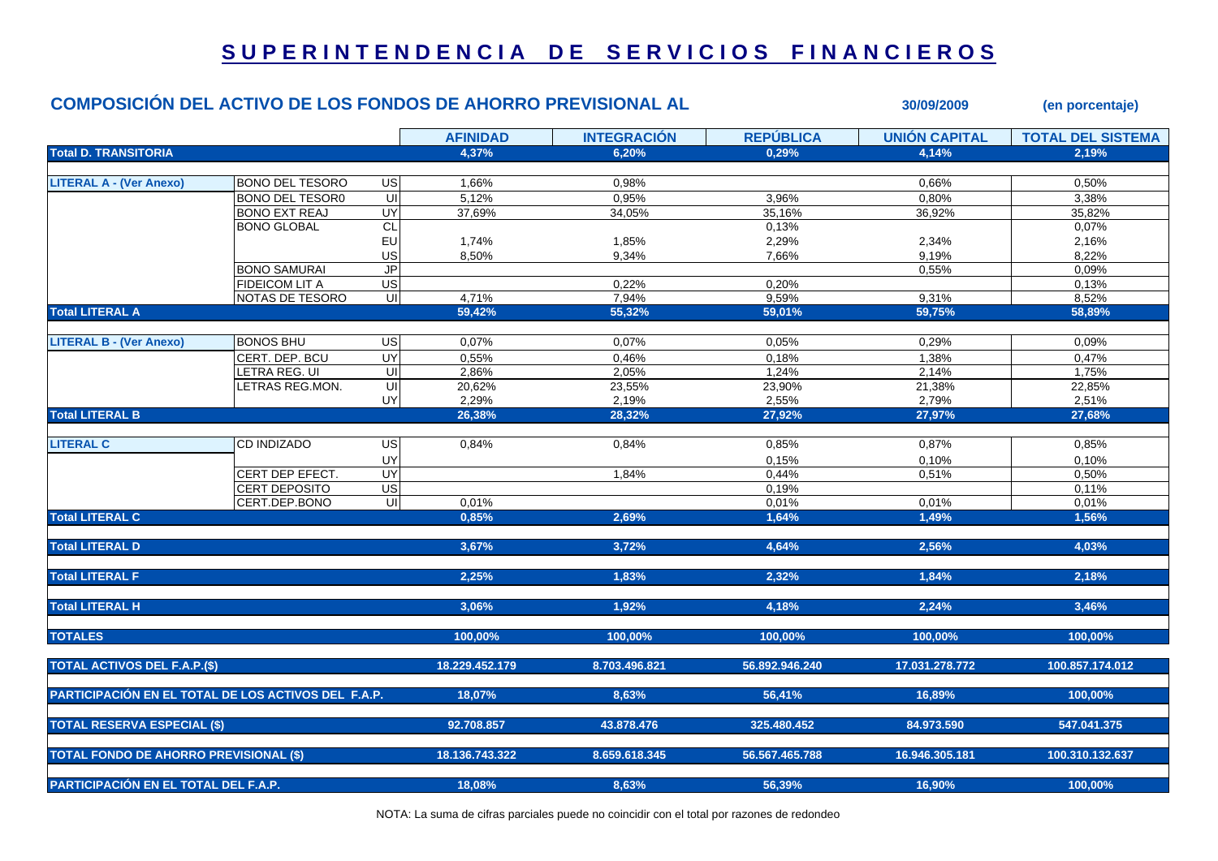# SUPERINTENDENCIA DE SERVICIOS FINANCIEROS

## COMPOSICIÓN DEL ACTIVO DE LOS FONDOS DE AHORRO PREVISIONAL AL 30/09/2009 (en porcentaje)

| | | | AFINIDAD | INTEGRACIÓN | REPÚBLICA | UNIÓN CAPITAL | TOTAL DEL SISTEMA |
|---|---|---|---|---|---|---|---|
| **Total D. TRANSITORIA** | | | **4,37%** | **6,20%** | **0,29%** | **4,14%** | **2,19%** |
| **LITERAL A - (Ver Anexo)** | BONO DEL TESORO | US | 1,66% | 0,98% | | 0,66% | 0,50% |
| | BONO DEL TESOR0 | UI | 5,12% | 0,95% | 3,96% | 0,80% | 3,38% |
| | BONO EXT REAJ | UY | 37,69% | 34,05% | 35,16% | 36,92% | 35,82% |
| | BONO GLOBAL | CL | | | 0,13% | | 0,07% |
| | | EU | 1,74% | 1,85% | 2,29% | 2,34% | 2,16% |
| | | US | 8,50% | 9,34% | 7,66% | 9,19% | 8,22% |
| | BONO SAMURAI | JP | | | | 0,55% | 0,09% |
| | FIDEICOM LIT A | US | | 0,22% | 0,20% | | 0,13% |
| | NOTAS DE TESORO | UI | 4,71% | 7,94% | 9,59% | 9,31% | 8,52% |
| **Total LITERAL A** | | | **59,42%** | **55,32%** | **59,01%** | **59,75%** | **58,89%** |
| **LITERAL B - (Ver Anexo)** | BONOS BHU | US | 0,07% | 0,07% | 0,05% | 0,29% | 0,09% |
| | CERT. DEP. BCU | UY | 0,55% | 0,46% | 0,18% | 1,38% | 0,47% |
| | LETRA REG. UI | UI | 2,86% | 2,05% | 1,24% | 2,14% | 1,75% |
| | LETRAS REG.MON. | UI | 20,62% | 23,55% | 23,90% | 21,38% | 22,85% |
| | | UY | 2,29% | 2,19% | 2,55% | 2,79% | 2,51% |
| **Total LITERAL B** | | | **26,38%** | **28,32%** | **27,92%** | **27,97%** | **27,68%** |
| **LITERAL C** | CD INDIZADO | US | 0,84% | 0,84% | 0,85% | 0,87% | 0,85% |
| | | UY | | | 0,15% | 0,10% | 0,10% |
| | CERT DEP EFECT. | UY | | 1,84% | 0,44% | 0,51% | 0,50% |
| | CERT DEPOSITO | US | | | 0,19% | | 0,11% |
| | CERT.DEP.BONO | UI | 0,01% | | 0,01% | 0,01% | 0,01% |
| **Total LITERAL C** | | | **0,85%** | **2,69%** | **1,64%** | **1,49%** | **1,56%** |
| **Total LITERAL D** | | | **3,67%** | **3,72%** | **4,64%** | **2,56%** | **4,03%** |
| **Total LITERAL F** | | | **2,25%** | **1,83%** | **2,32%** | **1,84%** | **2,18%** |
| **Total LITERAL H** | | | **3,06%** | **1,92%** | **4,18%** | **2,24%** | **3,46%** |
| **TOTALES** | | | **100,00%** | **100,00%** | **100,00%** | **100,00%** | **100,00%** |
| **TOTAL ACTIVOS DEL F.A.P.($)** | | | **18.229.452.179** | **8.703.496.821** | **56.892.946.240** | **17.031.278.772** | **100.857.174.012** |
| **PARTICIPACIÓN EN EL TOTAL DE LOS ACTIVOS DEL F.A.P.** | | | **18,07%** | **8,63%** | **56,41%** | **16,89%** | **100,00%** |
| **TOTAL RESERVA ESPECIAL ($)** | | | **92.708.857** | **43.878.476** | **325.480.452** | **84.973.590** | **547.041.375** |
| **TOTAL FONDO DE AHORRO PREVISIONAL ($)** | | | **18.136.743.322** | **8.659.618.345** | **56.567.465.788** | **16.946.305.181** | **100.310.132.637** |
| **PARTICIPACIÓN EN EL TOTAL DEL F.A.P.** | | | **18,08%** | **8,63%** | **56,39%** | **16,90%** | **100,00%** |

NOTA: La suma de cifras parciales puede no coincidir con el total por razones de redondeo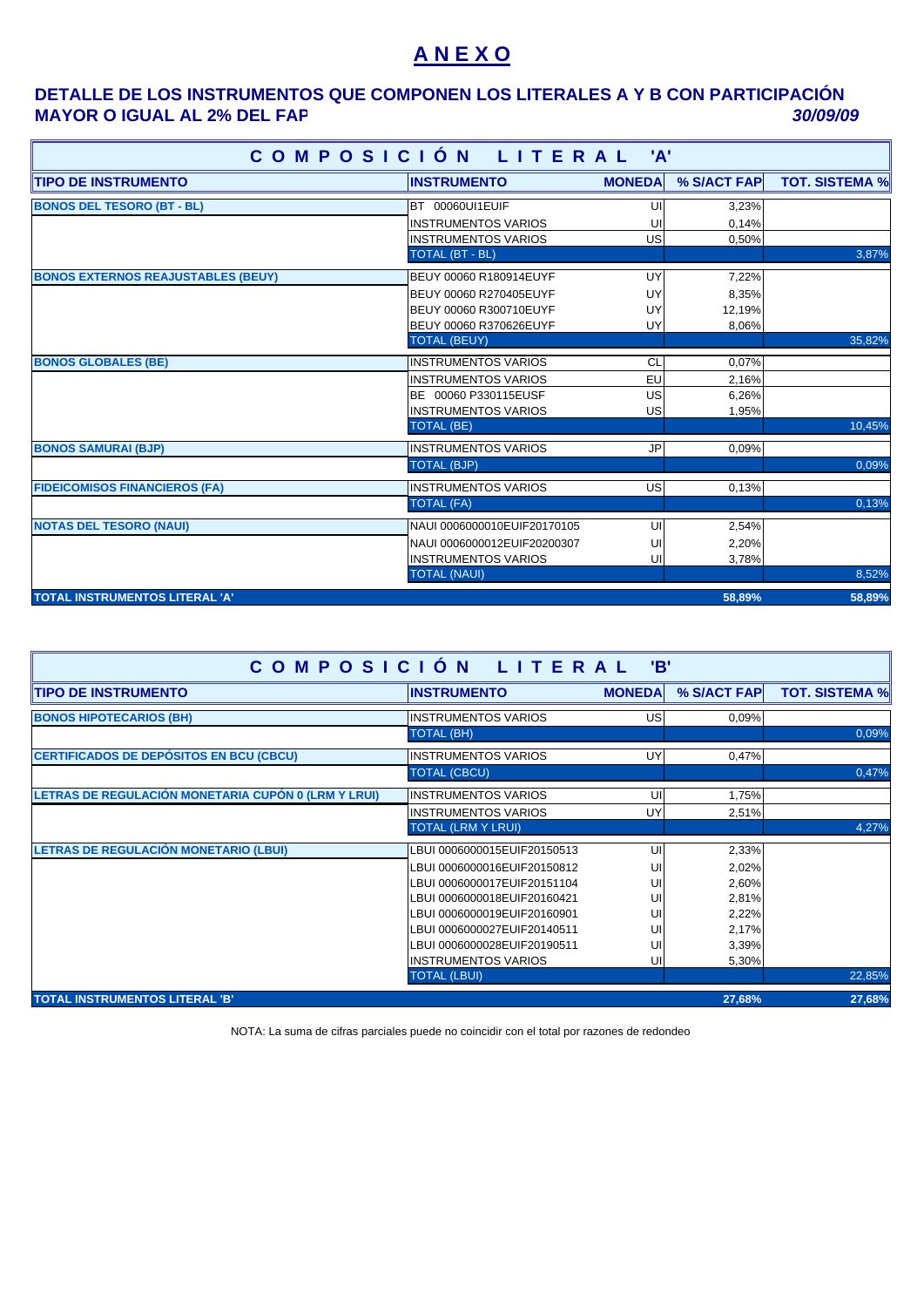# ANEXO

## DETALLE DE LOS INSTRUMENTOS QUE COMPONEN LOS LITERALES A Y B CON PARTICIPACIÓN MAYOR O IGUAL AL 2% DEL FAP

*30/09/09*

### COMPOSICIÓN LITERAL 'A'

| TIPO DE INSTRUMENTO | INSTRUMENTO | MONEDA | % S/ACT FAP | TOT. SISTEMA % |
|---|---|---|---|---|
| BONOS DEL TESORO (BT - BL) | BT 00060UI1EUIF | UI | 3,23% | |
| | INSTRUMENTOS VARIOS | UI | 0,14% | |
| | INSTRUMENTOS VARIOS | US | 0,50% | |
| | TOTAL (BT - BL) | | | 3,87% |
| BONOS EXTERNOS REAJUSTABLES (BEUY) | BEUY 00060 R180914EUYF | UY | 7,22% | |
| | BEUY 00060 R270405EUYF | UY | 8,35% | |
| | BEUY 00060 R300710EUYF | UY | 12,19% | |
| | BEUY 00060 R370626EUYF | UY | 8,06% | |
| | TOTAL (BEUY) | | | 35,82% |
| BONOS GLOBALES (BE) | INSTRUMENTOS VARIOS | CL | 0,07% | |
| | INSTRUMENTOS VARIOS | EU | 2,16% | |
| | BE 00060 P330115EUSF | US | 6,26% | |
| | INSTRUMENTOS VARIOS | US | 1,95% | |
| | TOTAL (BE) | | | 10,45% |
| BONOS SAMURAI (BJP) | INSTRUMENTOS VARIOS | JP | 0,09% | |
| | TOTAL (BJP) | | | 0,09% |
| FIDEICOMISOS FINANCIEROS (FA) | INSTRUMENTOS VARIOS | US | 0,13% | |
| | TOTAL (FA) | | | 0,13% |
| NOTAS DEL TESORO (NAUI) | NAUI 0006000010EUIF20170105 | UI | 2,54% | |
| | NAUI 0006000012EUIF20200307 | UI | 2,20% | |
| | INSTRUMENTOS VARIOS | UI | 3,78% | |
| | TOTAL (NAUI) | | | 8,52% |
| **TOTAL INSTRUMENTOS LITERAL 'A'** | | | **58,89%** | **58,89%** |

### COMPOSICIÓN LITERAL 'B'

| TIPO DE INSTRUMENTO | INSTRUMENTO | MONEDA | % S/ACT FAP | TOT. SISTEMA % |
|---|---|---|---|---|
| BONOS HIPOTECARIOS (BH) | INSTRUMENTOS VARIOS | US | 0,09% | |
| | TOTAL (BH) | | | 0,09% |
| CERTIFICADOS DE DEPÓSITOS EN BCU (CBCU) | INSTRUMENTOS VARIOS | UY | 0,47% | |
| | TOTAL (CBCU) | | | 0,47% |
| LETRAS DE REGULACIÓN MONETARIA CUPÓN 0 (LRM Y LRUI) | INSTRUMENTOS VARIOS | UI | 1,75% | |
| | INSTRUMENTOS VARIOS | UY | 2,51% | |
| | TOTAL (LRM Y LRUI) | | | 4,27% |
| LETRAS DE REGULACIÓN MONETARIO (LBUI) | LBUI 0006000015EUIF20150513 | UI | 2,33% | |
| | LBUI 0006000016EUIF20150812 | UI | 2,02% | |
| | LBUI 0006000017EUIF20151104 | UI | 2,60% | |
| | LBUI 0006000018EUIF20160421 | UI | 2,81% | |
| | LBUI 0006000019EUIF20160901 | UI | 2,22% | |
| | LBUI 0006000027EUIF20140511 | UI | 2,17% | |
| | LBUI 0006000028EUIF20190511 | UI | 3,39% | |
| | INSTRUMENTOS VARIOS | UI | 5,30% | |
| | TOTAL (LBUI) | | | 22,85% |
| **TOTAL INSTRUMENTOS LITERAL 'B'** | | | **27,68%** | **27,68%** |

NOTA: La suma de cifras parciales puede no coincidir con el total por razones de redondeo